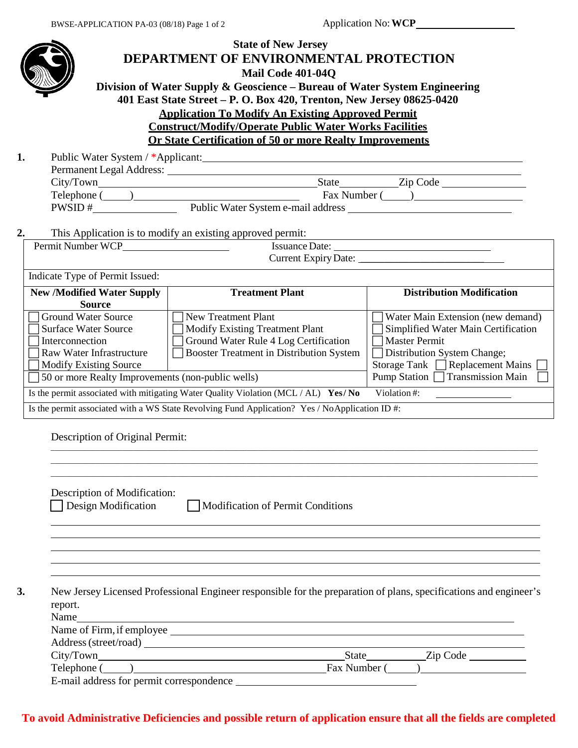Application No: **WCP** \_\_\_\_\_\_\_\_\_\_\_\_\_\_\_\_\_\_

**State of New Jersey**

# DEPARTMENT OF ENVIRONMENTAL PROTECTION

**Mail Code 401-04Q**

**Division of Water Supply & Geoscience – Bureau of Water System Engineering**

**401 East State Street – P. O. Box 420, Trenton, New Jersey 08625-0420**

## Application To Modify An Existing Approved Permit
## Construct/Modify/Operate Public Water Works Facilities
## Or State Certification of 50 or more Realty Improvements

**1.** Public Water System / *Applicant: \_\_\_\_\_\_\_\_\_\_\_\_\_\_\_\_\_\_\_\_\_\_\_\_\_\_\_\_\_\_\_\_\_\_\_\_\_\_\_\_
Permanent Legal Address: \_\_\_\_\_\_\_\_\_\_\_\_\_\_\_\_\_\_\_\_\_\_\_\_\_\_\_\_\_\_\_\_\_\_\_\_\_\_\_\_
City/Town \_\_\_\_\_\_\_\_\_\_\_\_\_\_\_\_\_\_\_\_\_\_\_\_ State \_\_\_\_\_\_\_\_ Zip Code \_\_\_\_\_\_\_\_\_\_\_\_
Telephone (\_\_\_\_) \_\_\_\_\_\_\_\_\_\_\_\_\_\_\_\_\_\_\_\_ Fax Number (\_\_\_\_) \_\_\_\_\_\_\_\_\_\_\_\_\_\_\_\_
PWSID # \_\_\_\_\_\_\_\_\_\_\_\_ Public Water System e-mail address \_\_\_\_\_\_\_\_\_\_\_\_\_\_\_\_\_\_\_\_\_\_\_\_

**2.** This Application is to modify an existing approved permit:

Permit Number WCP \_\_\_\_\_\_\_\_\_\_\_\_\_\_\_\_ Issuance Date: \_\_\_\_\_\_\_\_\_\_\_\_\_\_\_\_\_\_\_\_\_\_\_\_
Current Expiry Date: \_\_\_\_\_\_\_\_\_\_\_\_\_\_\_\_\_\_\_\_\_\_\_\_

Indicate Type of Permit Issued:

| New /Modified Water Supply Source | Treatment Plant | Distribution Modification |
|---|---|---|
| ☐ Ground Water Source | ☐ New Treatment Plant | ☐ Water Main Extension (new demand) |
| ☐ Surface Water Source | ☐ Modify Existing Treatment Plant | ☐ Simplified Water Main Certification |
| ☐ Interconnection | ☐ Ground Water Rule 4 Log Certification | ☐ Master Permit |
| ☐ Raw Water Infrastructure | ☐ Booster Treatment in Distribution System | ☐ Distribution System Change; |
| ☐ Modify Existing Source | | Storage Tank ☐ Replacement Mains ☐ |
| ☐ 50 or more Realty Improvements (non-public wells) | | Pump Station ☐ Transmission Main ☐ |

Is the permit associated with mitigating Water Quality Violation (MCL / AL) **Yes / No** Violation #: \_\_\_\_\_\_\_\_\_\_\_\_

Is the permit associated with a WS State Revolving Fund Application? Yes / No Application ID #:

Description of Original Permit:
\_\_\_\_\_\_\_\_\_\_\_\_\_\_\_\_\_\_\_\_\_\_\_\_\_\_\_\_\_\_\_\_\_\_\_\_\_\_\_\_\_\_\_\_\_\_\_\_\_\_\_\_\_\_\_\_\_\_\_\_\_\_\_\_\_\_\_\_\_\_\_\_
\_\_\_\_\_\_\_\_\_\_\_\_\_\_\_\_\_\_\_\_\_\_\_\_\_\_\_\_\_\_\_\_\_\_\_\_\_\_\_\_\_\_\_\_\_\_\_\_\_\_\_\_\_\_\_\_\_\_\_\_\_\_\_\_\_\_\_\_\_\_\_\_
\_\_\_\_\_\_\_\_\_\_\_\_\_\_\_\_\_\_\_\_\_\_\_\_\_\_\_\_\_\_\_\_\_\_\_\_\_\_\_\_\_\_\_\_\_\_\_\_\_\_\_\_\_\_\_\_\_\_\_\_\_\_\_\_\_\_\_\_\_\_\_\_

Description of Modification:
☐ Design Modification ☐ Modification of Permit Conditions
\_\_\_\_\_\_\_\_\_\_\_\_\_\_\_\_\_\_\_\_\_\_\_\_\_\_\_\_\_\_\_\_\_\_\_\_\_\_\_\_\_\_\_\_\_\_\_\_\_\_\_\_\_\_\_\_\_\_\_\_\_\_\_\_\_\_\_\_\_\_\_\_
\_\_\_\_\_\_\_\_\_\_\_\_\_\_\_\_\_\_\_\_\_\_\_\_\_\_\_\_\_\_\_\_\_\_\_\_\_\_\_\_\_\_\_\_\_\_\_\_\_\_\_\_\_\_\_\_\_\_\_\_\_\_\_\_\_\_\_\_\_\_\_\_
\_\_\_\_\_\_\_\_\_\_\_\_\_\_\_\_\_\_\_\_\_\_\_\_\_\_\_\_\_\_\_\_\_\_\_\_\_\_\_\_\_\_\_\_\_\_\_\_\_\_\_\_\_\_\_\_\_\_\_\_\_\_\_\_\_\_\_\_\_\_\_\_
\_\_\_\_\_\_\_\_\_\_\_\_\_\_\_\_\_\_\_\_\_\_\_\_\_\_\_\_\_\_\_\_\_\_\_\_\_\_\_\_\_\_\_\_\_\_\_\_\_\_\_\_\_\_\_\_\_\_\_\_\_\_\_\_\_\_\_\_\_\_\_\_
\_\_\_\_\_\_\_\_\_\_\_\_\_\_\_\_\_\_\_\_\_\_\_\_\_\_\_\_\_\_\_\_\_\_\_\_\_\_\_\_\_\_\_\_\_\_\_\_\_\_\_\_\_\_\_\_\_\_\_\_\_\_\_\_\_\_\_\_\_\_\_\_

**3.** New Jersey Licensed Professional Engineer responsible for the preparation of plans, specifications and engineer's report.
Name \_\_\_\_\_\_\_\_\_\_\_\_\_\_\_\_\_\_\_\_\_\_\_\_\_\_\_\_\_\_\_\_\_\_\_\_\_\_\_\_\_\_\_\_\_\_\_\_
Name of Firm, if employee \_\_\_\_\_\_\_\_\_\_\_\_\_\_\_\_\_\_\_\_\_\_\_\_\_\_\_\_\_\_\_\_\_\_\_\_
Address (street/road) \_\_\_\_\_\_\_\_\_\_\_\_\_\_\_\_\_\_\_\_\_\_\_\_\_\_\_\_\_\_\_\_\_\_\_\_\_\_\_\_
City/Town \_\_\_\_\_\_\_\_\_\_\_\_\_\_\_\_\_\_\_\_\_\_\_\_ State \_\_\_\_\_\_\_\_ Zip Code \_\_\_\_\_\_\_\_
Telephone (\_\_\_\_) \_\_\_\_\_\_\_\_\_\_\_\_\_\_\_\_\_\_\_\_ Fax Number (\_\_\_\_) \_\_\_\_\_\_\_\_\_\_\_\_\_\_\_\_
E-mail address for permit correspondence \_\_\_\_\_\_\_\_\_\_\_\_\_\_\_\_\_\_\_\_\_\_\_\_\_\_\_\_

**To avoid Administrative Deficiencies and possible return of application ensure that all the fields are completed**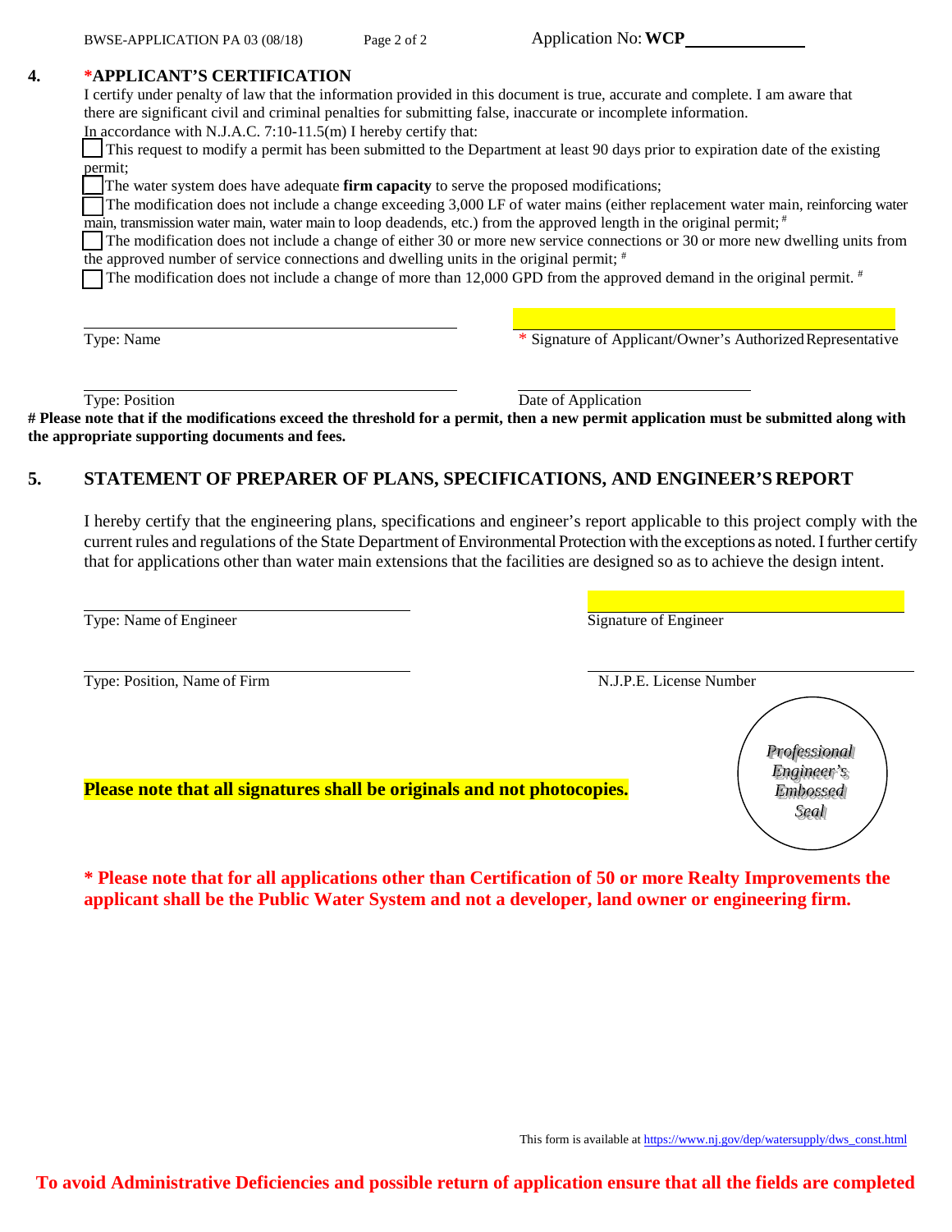Application No: **WCP** ______________

## 4. *APPLICANT'S CERTIFICATION

I certify under penalty of law that the information provided in this document is true, accurate and complete. I am aware that there are significant civil and criminal penalties for submitting false, inaccurate or incomplete information.

In accordance with N.J.A.C. 7:10-11.5(m) I hereby certify that:

- ☐ This request to modify a permit has been submitted to the Department at least 90 days prior to expiration date of the existing permit;
- ☐ The water system does have adequate **firm capacity** to serve the proposed modifications;
- ☐ The modification does not include a change exceeding 3,000 LF of water mains (either replacement water main, reinforcing water main, transmission water main, water main to loop deadends, etc.) from the approved length in the original permit; #
- ☐ The modification does not include a change of either 30 or more new service connections or 30 or more new dwelling units from the approved number of service connections and dwelling units in the original permit; #
- ☐ The modification does not include a change of more than 12,000 GPD from the approved demand in the original permit. #

| | |
|---|---|
| ______________________________ | ______________________________ |
| Type: Name | * Signature of Applicant/Owner's Authorized Representative |
| ______________________________ | ______________________________ |
| Type: Position | Date of Application |

**# Please note that if the modifications exceed the threshold for a permit, then a new permit application must be submitted along with the appropriate supporting documents and fees.**

## 5. STATEMENT OF PREPARER OF PLANS, SPECIFICATIONS, AND ENGINEER'S REPORT

I hereby certify that the engineering plans, specifications and engineer's report applicable to this project comply with the current rules and regulations of the State Department of Environmental Protection with the exceptions as noted. I further certify that for applications other than water main extensions that the facilities are designed so as to achieve the design intent.

| | |
|---|---|
| ______________________________ | ______________________________ |
| Type: Name of Engineer | Signature of Engineer |
| ______________________________ | ______________________________ |
| Type: Position, Name of Firm | N.J.P.E. License Number |

*Professional Engineer's Embossed Seal*

**Please note that all signatures shall be originals and not photocopies.**

*** Please note that for all applications other than Certification of 50 or more Realty Improvements the applicant shall be the Public Water System and not a developer, land owner or engineering firm.**

This form is available at https://www.nj.gov/dep/watersupply/dws_const.html

**To avoid Administrative Deficiencies and possible return of application ensure that all the fields are completed**